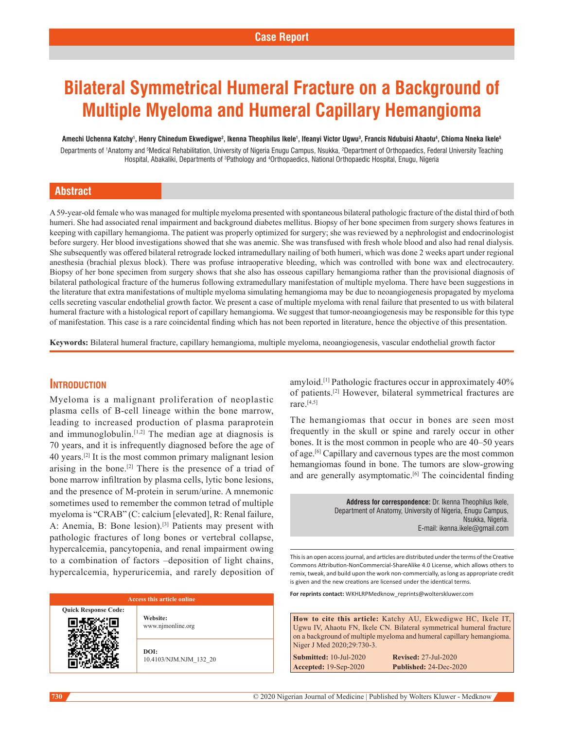Case Report

# Bilateral Symmetrical Humeral Fracture on a Background of Multiple Myeloma and Humeral Capillary Hemangioma

**Amechi Uchenna Katchy[1], Henry Chinedum Ekwedigwe[2], Ikenna Theophilus Ikele[1], Ifeanyi Victor Ugwu[3], Francis Ndubuisi Ahaotu[4], Chioma Nneka Ikele[5]**

Departments of [1]Anatomy and [5]Medical Rehabilitation, University of Nigeria Enugu Campus, Nsukka, [2]Department of Orthopaedics, Federal University Teaching Hospital, Abakaliki, Departments of [3]Pathology and [4]Orthopaedics, National Orthopaedic Hospital, Enugu, Nigeria

## Abstract

A 59-year-old female who was managed for multiple myeloma presented with spontaneous bilateral pathologic fracture of the distal third of both humeri. She had associated renal impairment and background diabetes mellitus. Biopsy of her bone specimen from surgery shows features in keeping with capillary hemangioma. The patient was properly optimized for surgery; she was reviewed by a nephrologist and endocrinologist before surgery. Her blood investigations showed that she was anemic. She was transfused with fresh whole blood and also had renal dialysis. She subsequently was offered bilateral retrograde locked intramedullary nailing of both humeri, which was done 2 weeks apart under regional anesthesia (brachial plexus block). There was profuse intraoperative bleeding, which was controlled with bone wax and electrocautery. Biopsy of her bone specimen from surgery shows that she also has osseous capillary hemangioma rather than the provisional diagnosis of bilateral pathological fracture of the humerus following extramedullary manifestation of multiple myeloma. There have been suggestions in the literature that extra manifestations of multiple myeloma simulating hemangioma may be due to neoangiogenesis propagated by myeloma cells secreting vascular endothelial growth factor. We present a case of multiple myeloma with renal failure that presented to us with bilateral humeral fracture with a histological report of capillary hemangioma. We suggest that tumor-neoangiogenesis may be responsible for this type of manifestation. This case is a rare coincidental finding which has not been reported in literature, hence the objective of this presentation.

**Keywords:** Bilateral humeral fracture, capillary hemangioma, multiple myeloma, neoangiogenesis, vascular endothelial growth factor

## Introduction

Myeloma is a malignant proliferation of neoplastic plasma cells of B-cell lineage within the bone marrow, leading to increased production of plasma paraprotein and immunoglobulin.[1,2] The median age at diagnosis is 70 years, and it is infrequently diagnosed before the age of 40 years.[2] It is the most common primary malignant lesion arising in the bone.[2] There is the presence of a triad of bone marrow infiltration by plasma cells, lytic bone lesions, and the presence of M-protein in serum/urine. A mnemonic sometimes used to remember the common tetrad of multiple myeloma is "CRAB" (C: calcium [elevated], R: Renal failure, A: Anemia, B: Bone lesion).[3] Patients may present with pathologic fractures of long bones or vertebral collapse, hypercalcemia, pancytopenia, and renal impairment owing to a combination of factors –deposition of light chains, hypercalcemia, hyperuricemia, and rarely deposition of amyloid.[1] Pathologic fractures occur in approximately 40% of patients.[2] However, bilateral symmetrical fractures are rare.[4,5]

The hemangiomas that occur in bones are seen most frequently in the skull or spine and rarely occur in other bones. It is the most common in people who are 40–50 years of age.[6] Capillary and cavernous types are the most common hemangiomas found in bone. The tumors are slow-growing and are generally asymptomatic.[6] The coincidental finding

**Address for correspondence:** Dr. Ikenna Theophilus Ikele, Department of Anatomy, University of Nigeria, Enugu Campus, Nsukka, Nigeria. E-mail: ikenna.ikele@gmail.com

| Access this article online | |
|---|---|
| Quick Response Code: | Website: www.njmonline.org |
| | DOI: 10.4103/NJM.NJM_132_20 |

This is an open access journal, and articles are distributed under the terms of the Creative Commons Attribution-NonCommercial-ShareAlike 4.0 License, which allows others to remix, tweak, and build upon the work non-commercially, as long as appropriate credit is given and the new creations are licensed under the identical terms.

**For reprints contact:** WKHLRPMedknow_reprints@wolterskluwer.com

**How to cite this article:** Katchy AU, Ekwedigwe HC, Ikele IT, Ugwu IV, Ahaotu FN, Ikele CN. Bilateral symmetrical humeral fracture on a background of multiple myeloma and humeral capillary hemangioma. Niger J Med 2020;29:730-3.

**Submitted:** 10-Jul-2020 **Revised:** 27-Jul-2020
**Accepted:** 19-Sep-2020 **Published:** 24-Dec-2020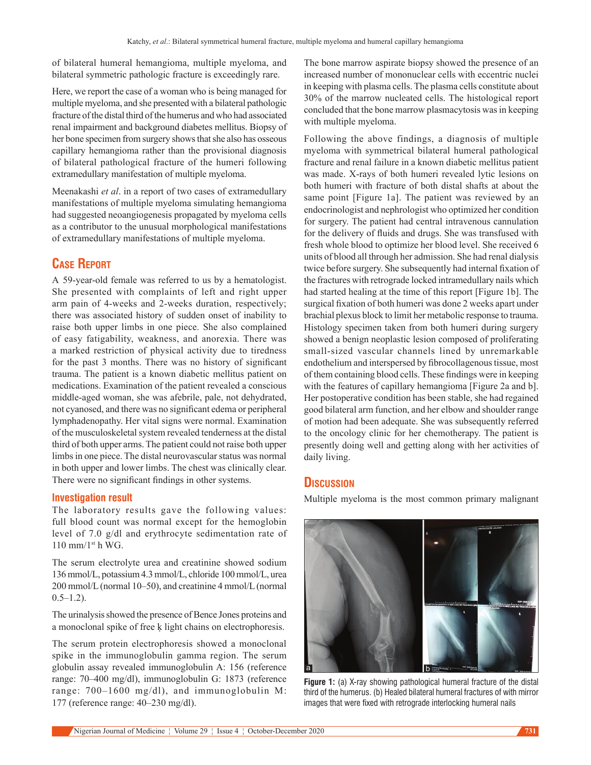of bilateral humeral hemangioma, multiple myeloma, and bilateral symmetric pathologic fracture is exceedingly rare.

Here, we report the case of a woman who is being managed for multiple myeloma, and she presented with a bilateral pathologic fracture of the distal third of the humerus and who had associated renal impairment and background diabetes mellitus. Biopsy of her bone specimen from surgery shows that she also has osseous capillary hemangioma rather than the provisional diagnosis of bilateral pathological fracture of the humeri following extramedullary manifestation of multiple myeloma.

Meenakashi *et al*. in a report of two cases of extramedullary manifestations of multiple myeloma simulating hemangioma had suggested neoangiogenesis propagated by myeloma cells as a contributor to the unusual morphological manifestations of extramedullary manifestations of multiple myeloma.

## Case Report

A 59-year-old female was referred to us by a hematologist. She presented with complaints of left and right upper arm pain of 4-weeks and 2-weeks duration, respectively; there was associated history of sudden onset of inability to raise both upper limbs in one piece. She also complained of easy fatigability, weakness, and anorexia. There was a marked restriction of physical activity due to tiredness for the past 3 months. There was no history of significant trauma. The patient is a known diabetic mellitus patient on medications. Examination of the patient revealed a conscious middle-aged woman, she was afebrile, pale, not dehydrated, not cyanosed, and there was no significant edema or peripheral lymphadenopathy. Her vital signs were normal. Examination of the musculoskeletal system revealed tenderness at the distal third of both upper arms. The patient could not raise both upper limbs in one piece. The distal neurovascular status was normal in both upper and lower limbs. The chest was clinically clear. There were no significant findings in other systems.

### Investigation result

The laboratory results gave the following values: full blood count was normal except for the hemoglobin level of 7.0 g/dl and erythrocyte sedimentation rate of 110 mm/1st h WG.

The serum electrolyte urea and creatinine showed sodium 136 mmol/L, potassium 4.3 mmol/L, chloride 100 mmol/L, urea 200 mmol/L (normal 10–50), and creatinine 4 mmol/L (normal 0.5–1.2).

The urinalysis showed the presence of Bence Jones proteins and a monoclonal spike of free ķ light chains on electrophoresis.

The serum protein electrophoresis showed a monoclonal spike in the immunoglobulin gamma region. The serum globulin assay revealed immunoglobulin A: 156 (reference range: 70–400 mg/dl), immunoglobulin G: 1873 (reference range: 700–1600 mg/dl), and immunoglobulin M: 177 (reference range: 40–230 mg/dl).

The bone marrow aspirate biopsy showed the presence of an increased number of mononuclear cells with eccentric nuclei in keeping with plasma cells. The plasma cells constitute about 30% of the marrow nucleated cells. The histological report concluded that the bone marrow plasmacytosis was in keeping with multiple myeloma.

Following the above findings, a diagnosis of multiple myeloma with symmetrical bilateral humeral pathological fracture and renal failure in a known diabetic mellitus patient was made. X-rays of both humeri revealed lytic lesions on both humeri with fracture of both distal shafts at about the same point [Figure 1a]. The patient was reviewed by an endocrinologist and nephrologist who optimized her condition for surgery. The patient had central intravenous cannulation for the delivery of fluids and drugs. She was transfused with fresh whole blood to optimize her blood level. She received 6 units of blood all through her admission. She had renal dialysis twice before surgery. She subsequently had internal fixation of the fractures with retrograde locked intramedullary nails which had started healing at the time of this report [Figure 1b]. The surgical fixation of both humeri was done 2 weeks apart under brachial plexus block to limit her metabolic response to trauma. Histology specimen taken from both humeri during surgery showed a benign neoplastic lesion composed of proliferating small-sized vascular channels lined by unremarkable endothelium and interspersed by fibrocollagenous tissue, most of them containing blood cells. These findings were in keeping with the features of capillary hemangioma [Figure 2a and b]. Her postoperative condition has been stable, she had regained good bilateral arm function, and her elbow and shoulder range of motion had been adequate. She was subsequently referred to the oncology clinic for her chemotherapy. The patient is presently doing well and getting along with her activities of daily living.

## Discussion

Multiple myeloma is the most common primary malignant

**Figure 1:** (a) X-ray showing pathological humeral fracture of the distal third of the humerus. (b) Healed bilateral humeral fractures of with mirror images that were fixed with retrograde interlocking humeral nails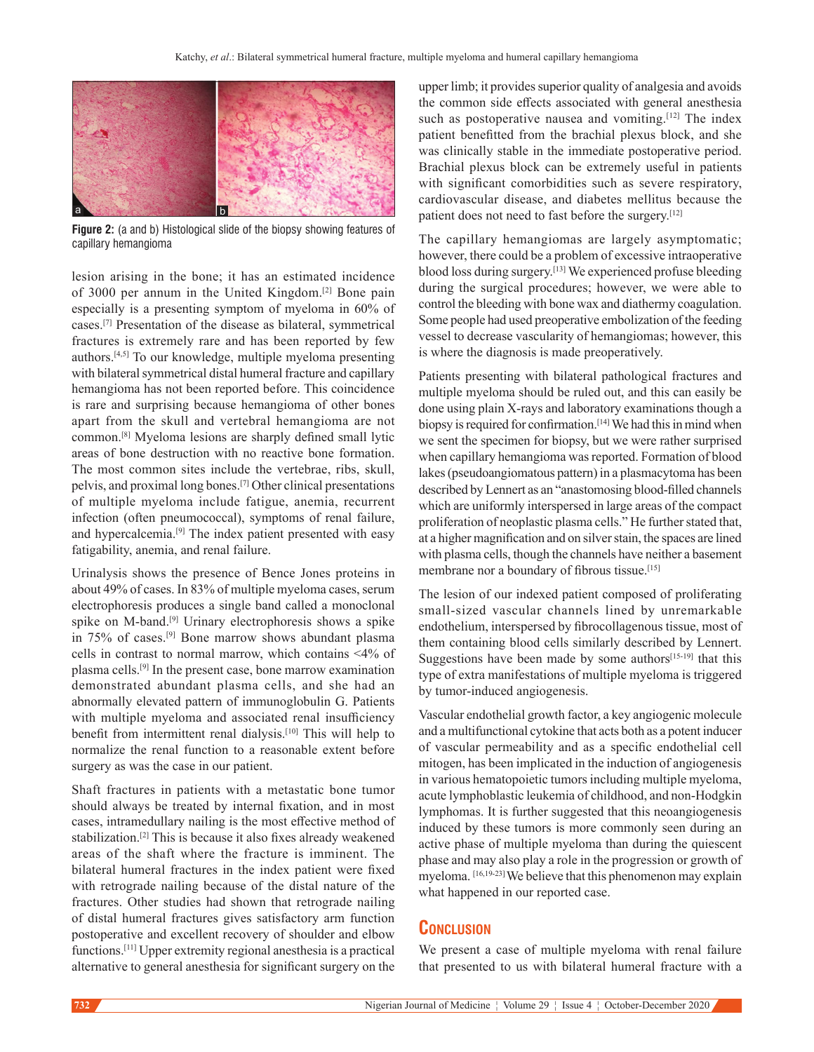Figure 2: (a and b) Histological slide of the biopsy showing features of capillary hemangioma

lesion arising in the bone; it has an estimated incidence of 3000 per annum in the United Kingdom.[2] Bone pain especially is a presenting symptom of myeloma in 60% of cases.[7] Presentation of the disease as bilateral, symmetrical fractures is extremely rare and has been reported by few authors.[4,5] To our knowledge, multiple myeloma presenting with bilateral symmetrical distal humeral fracture and capillary hemangioma has not been reported before. This coincidence is rare and surprising because hemangioma of other bones apart from the skull and vertebral hemangioma are not common.[8] Myeloma lesions are sharply defined small lytic areas of bone destruction with no reactive bone formation. The most common sites include the vertebrae, ribs, skull, pelvis, and proximal long bones.[7] Other clinical presentations of multiple myeloma include fatigue, anemia, recurrent infection (often pneumococcal), symptoms of renal failure, and hypercalcemia.[9] The index patient presented with easy fatigability, anemia, and renal failure.

Urinalysis shows the presence of Bence Jones proteins in about 49% of cases. In 83% of multiple myeloma cases, serum electrophoresis produces a single band called a monoclonal spike on M-band.[9] Urinary electrophoresis shows a spike in 75% of cases.[9] Bone marrow shows abundant plasma cells in contrast to normal marrow, which contains <4% of plasma cells.[9] In the present case, bone marrow examination demonstrated abundant plasma cells, and she had an abnormally elevated pattern of immunoglobulin G. Patients with multiple myeloma and associated renal insufficiency benefit from intermittent renal dialysis.[10] This will help to normalize the renal function to a reasonable extent before surgery as was the case in our patient.

Shaft fractures in patients with a metastatic bone tumor should always be treated by internal fixation, and in most cases, intramedullary nailing is the most effective method of stabilization.[2] This is because it also fixes already weakened areas of the shaft where the fracture is imminent. The bilateral humeral fractures in the index patient were fixed with retrograde nailing because of the distal nature of the fractures. Other studies had shown that retrograde nailing of distal humeral fractures gives satisfactory arm function postoperative and excellent recovery of shoulder and elbow functions.[11] Upper extremity regional anesthesia is a practical alternative to general anesthesia for significant surgery on the upper limb; it provides superior quality of analgesia and avoids the common side effects associated with general anesthesia such as postoperative nausea and vomiting.[12] The index patient benefitted from the brachial plexus block, and she was clinically stable in the immediate postoperative period. Brachial plexus block can be extremely useful in patients with significant comorbidities such as severe respiratory, cardiovascular disease, and diabetes mellitus because the patient does not need to fast before the surgery.[12]

The capillary hemangiomas are largely asymptomatic; however, there could be a problem of excessive intraoperative blood loss during surgery.[13] We experienced profuse bleeding during the surgical procedures; however, we were able to control the bleeding with bone wax and diathermy coagulation. Some people had used preoperative embolization of the feeding vessel to decrease vascularity of hemangiomas; however, this is where the diagnosis is made preoperatively.

Patients presenting with bilateral pathological fractures and multiple myeloma should be ruled out, and this can easily be done using plain X-rays and laboratory examinations though a biopsy is required for confirmation.[14] We had this in mind when we sent the specimen for biopsy, but we were rather surprised when capillary hemangioma was reported. Formation of blood lakes (pseudoangiomatous pattern) in a plasmacytoma has been described by Lennert as an "anastomosing blood-filled channels which are uniformly interspersed in large areas of the compact proliferation of neoplastic plasma cells." He further stated that, at a higher magnification and on silver stain, the spaces are lined with plasma cells, though the channels have neither a basement membrane nor a boundary of fibrous tissue.[15]

The lesion of our indexed patient composed of proliferating small-sized vascular channels lined by unremarkable endothelium, interspersed by fibrocollagenous tissue, most of them containing blood cells similarly described by Lennert. Suggestions have been made by some authors[15-19] that this type of extra manifestations of multiple myeloma is triggered by tumor-induced angiogenesis.

Vascular endothelial growth factor, a key angiogenic molecule and a multifunctional cytokine that acts both as a potent inducer of vascular permeability and as a specific endothelial cell mitogen, has been implicated in the induction of angiogenesis in various hematopoietic tumors including multiple myeloma, acute lymphoblastic leukemia of childhood, and non-Hodgkin lymphomas. It is further suggested that this neoangiogenesis induced by these tumors is more commonly seen during an active phase of multiple myeloma than during the quiescent phase and may also play a role in the progression or growth of myeloma.[16,19-23] We believe that this phenomenon may explain what happened in our reported case.

## Conclusion

We present a case of multiple myeloma with renal failure that presented to us with bilateral humeral fracture with a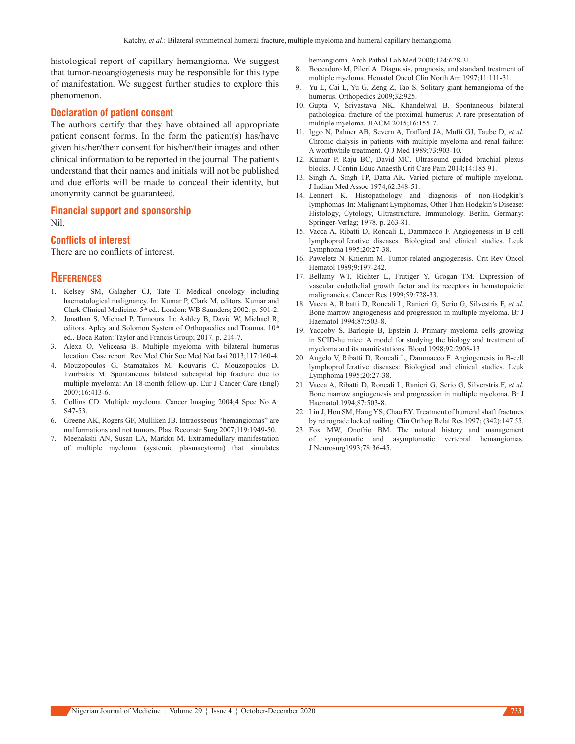histological report of capillary hemangioma. We suggest that tumor-neoangiogenesis may be responsible for this type of manifestation. We suggest further studies to explore this phenomenon.

## Declaration of patient consent

The authors certify that they have obtained all appropriate patient consent forms. In the form the patient(s) has/have given his/her/their consent for his/her/their images and other clinical information to be reported in the journal. The patients understand that their names and initials will not be published and due efforts will be made to conceal their identity, but anonymity cannot be guaranteed.

## Financial support and sponsorship

Nil.

## Conflicts of interest

There are no conflicts of interest.

## References

1. Kelsey SM, Galagher CJ, Tate T. Medical oncology including haematological malignancy. In: Kumar P, Clark M, editors. Kumar and Clark Clinical Medicine. 5th ed.. London: WB Saunders; 2002. p. 501-2.
2. Jonathan S, Michael P. Tumours. In: Ashley B, David W, Michael R, editors. Apley and Solomon System of Orthopaedics and Trauma. 10th ed.. Boca Raton: Taylor and Francis Group; 2017. p. 214-7.
3. Alexa O, Veliceasa B. Multiple myeloma with bilateral humerus location. Case report. Rev Med Chir Soc Med Nat Iasi 2013;117:160-4.
4. Mouzopoulos G, Stamatakos M, Kouvaris C, Mouzopoulos D, Tzurbakis M. Spontaneous bilateral subcapital hip fracture due to multiple myeloma: An 18-month follow-up. Eur J Cancer Care (Engl) 2007;16:413-6.
5. Collins CD. Multiple myeloma. Cancer Imaging 2004;4 Spec No A: S47-53.
6. Greene AK, Rogers GF, Mulliken JB. Intraosseous "hemangiomas" are malformations and not tumors. Plast Reconstr Surg 2007;119:1949-50.
7. Meenakshi AN, Susan LA, Markku M. Extramedullary manifestation of multiple myeloma (systemic plasmacytoma) that simulates hemangioma. Arch Pathol Lab Med 2000;124:628-31.
8. Boccadoro M, Pileri A. Diagnosis, prognosis, and standard treatment of multiple myeloma. Hematol Oncol Clin North Am 1997;11:111-31.
9. Yu L, Cai L, Yu G, Zeng Z, Tao S. Solitary giant hemangioma of the humerus. Orthopedics 2009;32:925.
10. Gupta V, Srivastava NK, Khandelwal B. Spontaneous bilateral pathological fracture of the proximal humerus: A rare presentation of multiple myeloma. JIACM 2015;16:155-7.
11. Iggo N, Palmer AB, Severn A, Trafford JA, Mufti GJ, Taube D, *et al*. Chronic dialysis in patients with multiple myeloma and renal failure: A worthwhile treatment. Q J Med 1989;73:903-10.
12. Kumar P, Raju BC, David MC. Ultrasound guided brachial plexus blocks. J Contin Educ Anaesth Crit Care Pain 2014;14:185 91.
13. Singh A, Singh TP, Datta AK. Varied picture of multiple myeloma. J Indian Med Assoc 1974;62:348-51.
14. Lennert K. Histopathology and diagnosis of non-Hodgkin's lymphomas. In: Malignant Lymphomas, Other Than Hodgkin's Disease: Histology, Cytology, Ultrastructure, Immunology. Berlin, Germany: Springer-Verlag; 1978. p. 263-81.
15. Vacca A, Ribatti D, Roncali L, Dammacco F. Angiogenesis in B cell lymphoproliferative diseases. Biological and clinical studies. Leuk Lymphoma 1995;20:27-38.
16. Paweletz N, Knierim M. Tumor-related angiogenesis. Crit Rev Oncol Hematol 1989;9:197-242.
17. Bellamy WT, Richter L, Frutiger Y, Grogan TM. Expression of vascular endothelial growth factor and its receptors in hematopoietic malignancies. Cancer Res 1999;59:728-33.
18. Vacca A, Ribatti D, Roncali L, Ranieri G, Serio G, Silvestris F, *et al*. Bone marrow angiogenesis and progression in multiple myeloma. Br J Haematol 1994;87:503-8.
19. Yaccoby S, Barlogie B, Epstein J. Primary myeloma cells growing in SCID-hu mice: A model for studying the biology and treatment of myeloma and its manifestations. Blood 1998;92:2908-13.
20. Angelo V, Ribatti D, Roncali L, Dammacco F. Angiogenesis in B-cell lymphoproliferative diseases: Biological and clinical studies. Leuk Lymphoma 1995;20:27-38.
21. Vacca A, Ribatti D, Roncali L, Ranieri G, Serio G, Silverstris F, *et al*. Bone marrow angiogenesis and progression in multiple myeloma. Br J Haematol 1994;87:503-8.
22. Lin J, Hou SM, Hang YS, Chao EY. Treatment of humeral shaft fractures by retrograde locked nailing. Clin Orthop Relat Res 1997; (342):147 55.
23. Fox MW, Onofrio BM. The natural history and management of symptomatic and asymptomatic vertebral hemangiomas. J Neurosurg1993;78:36-45.